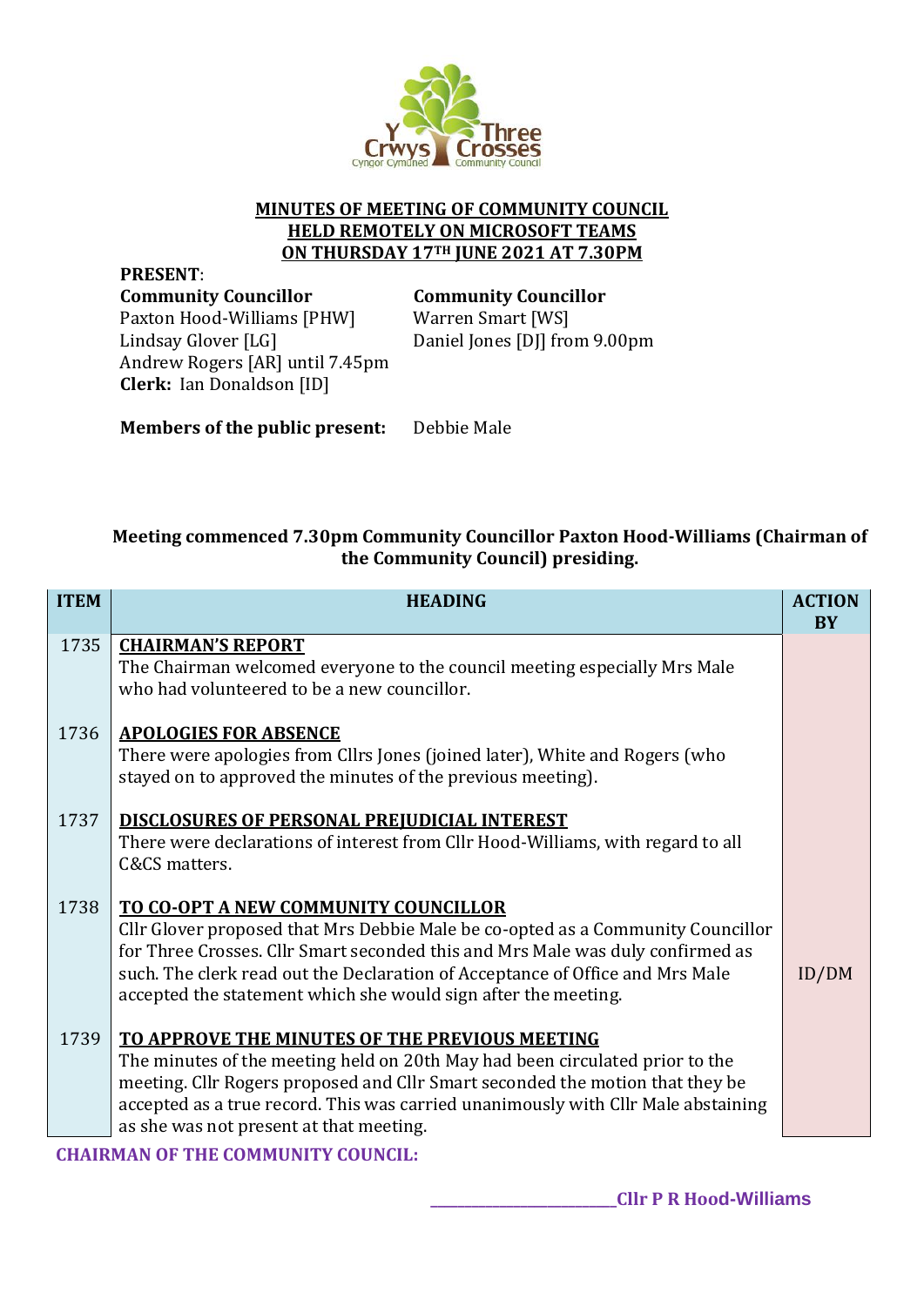**MINUTES OF MEETING OF COMMUNITY COUNCIL**
**HELD REMOTELY ON MICROSOFT TEAMS**
**ON THURSDAY 17TH JUNE 2021 AT 7.30PM**

**PRESENT**:

**Community Councillor**
Paxton Hood-Williams [PHW]
Lindsay Glover [LG]
Andrew Rogers [AR] until 7.45pm

**Community Councillor**
Warren Smart [WS]
Daniel Jones [DJ] from 9.00pm

**Clerk:** Ian Donaldson [ID]

**Members of the public present:** Debbie Male

**Meeting commenced 7.30pm Community Councillor Paxton Hood-Williams (Chairman of the Community Council) presiding.**

| ITEM | HEADING | ACTION BY |
|---|---|---|
| 1735 | **CHAIRMAN'S REPORT**<br>The Chairman welcomed everyone to the council meeting especially Mrs Male who had volunteered to be a new councillor. | |
| 1736 | **APOLOGIES FOR ABSENCE**<br>There were apologies from Cllrs Jones (joined later), White and Rogers (who stayed on to approved the minutes of the previous meeting). | |
| 1737 | **DISCLOSURES OF PERSONAL PREJUDICIAL INTEREST**<br>There were declarations of interest from Cllr Hood-Williams, with regard to all C&CS matters. | |
| 1738 | **TO CO-OPT A NEW COMMUNITY COUNCILLOR**<br>Cllr Glover proposed that Mrs Debbie Male be co-opted as a Community Councillor for Three Crosses. Cllr Smart seconded this and Mrs Male was duly confirmed as such. The clerk read out the Declaration of Acceptance of Office and Mrs Male accepted the statement which she would sign after the meeting. | ID/DM |
| 1739 | **TO APPROVE THE MINUTES OF THE PREVIOUS MEETING**<br>The minutes of the meeting held on 20th May had been circulated prior to the meeting. Cllr Rogers proposed and Cllr Smart seconded the motion that they be accepted as a true record. This was carried unanimously with Cllr Male abstaining as she was not present at that meeting. | |

**CHAIRMAN OF THE COMMUNITY COUNCIL:**

____________________**Cllr P R Hood-Williams**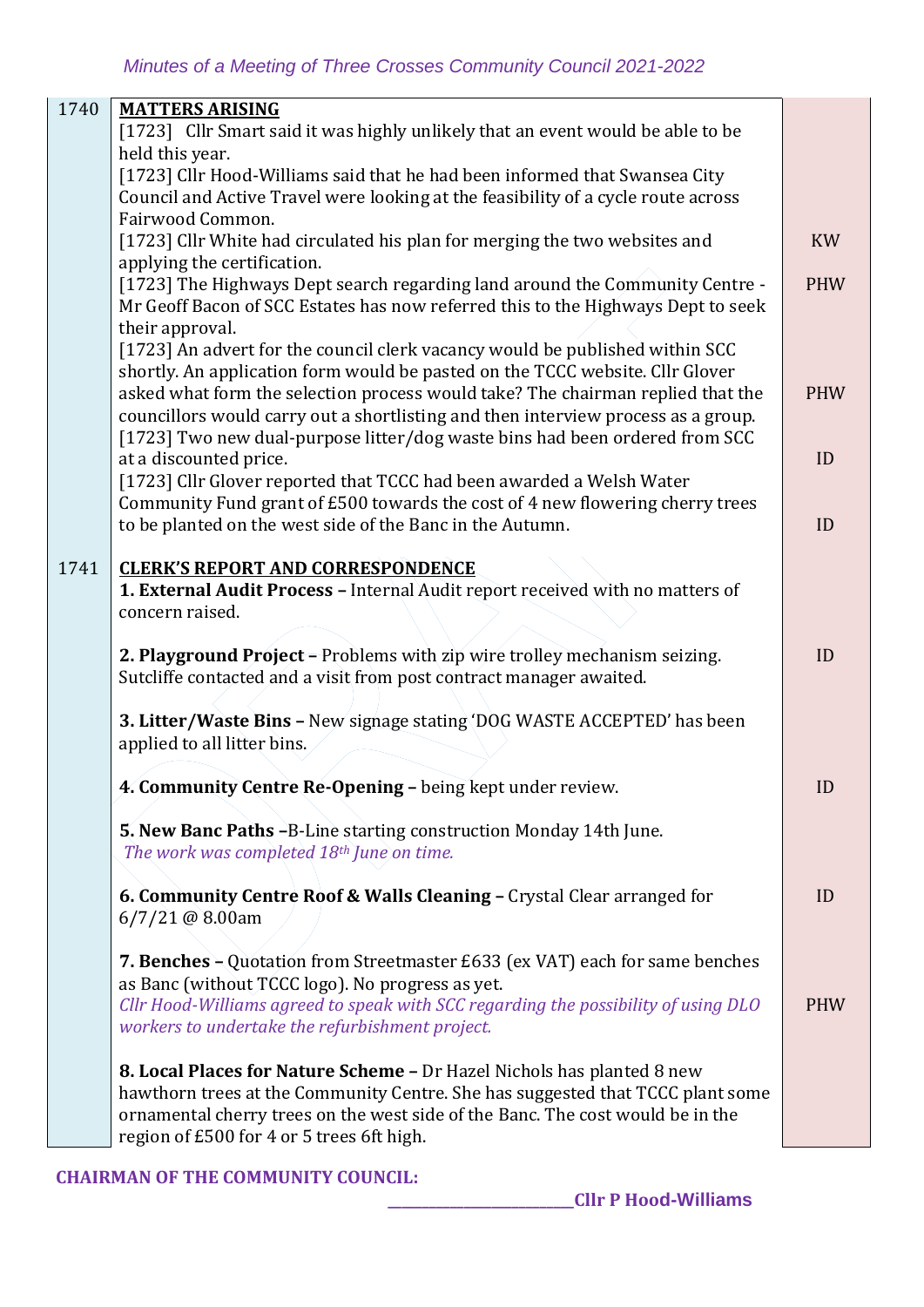| | | |
|---|---|---|
| 1740 | **MATTERS ARISING**<br>[1723] Cllr Smart said it was highly unlikely that an event would be able to be held this year.<br>[1723] Cllr Hood-Williams said that he had been informed that Swansea City Council and Active Travel were looking at the feasibility of a cycle route across Fairwood Common.<br>[1723] Cllr White had circulated his plan for merging the two websites and applying the certification.<br>[1723] The Highways Dept search regarding land around the Community Centre - Mr Geoff Bacon of SCC Estates has now referred this to the Highways Dept to seek their approval.<br>[1723] An advert for the council clerk vacancy would be published within SCC shortly. An application form would be pasted on the TCCC website. Cllr Glover asked what form the selection process would take? The chairman replied that the councillors would carry out a shortlisting and then interview process as a group.<br>[1723] Two new dual-purpose litter/dog waste bins had been ordered from SCC at a discounted price.<br>[1723] Cllr Glover reported that TCCC had been awarded a Welsh Water Community Fund grant of £500 towards the cost of 4 new flowering cherry trees to be planted on the west side of the Banc in the Autumn. | KW<br><br>PHW<br><br>PHW<br><br>ID<br><br>ID |
| 1741 | **CLERK'S REPORT AND CORRESPONDENCE**<br>**1. External Audit Process –** Internal Audit report received with no matters of concern raised.<br><br>**2. Playground Project –** Problems with zip wire trolley mechanism seizing. Sutcliffe contacted and a visit from post contract manager awaited.<br><br>**3. Litter/Waste Bins –** New signage stating 'DOG WASTE ACCEPTED' has been applied to all litter bins.<br><br>**4. Community Centre Re-Opening –** being kept under review.<br><br>**5. New Banc Paths –**B-Line starting construction Monday 14th June.<br>*The work was completed 18th June on time.*<br><br>**6. Community Centre Roof & Walls Cleaning –** Crystal Clear arranged for 6/7/21 @ 8.00am<br><br>**7. Benches –** Quotation from Streetmaster £633 (ex VAT) each for same benches as Banc (without TCCC logo). No progress as yet.<br>*Cllr Hood-Williams agreed to speak with SCC regarding the possibility of using DLO workers to undertake the refurbishment project.*<br><br>**8. Local Places for Nature Scheme –** Dr Hazel Nichols has planted 8 new hawthorn trees at the Community Centre. She has suggested that TCCC plant some ornamental cherry trees on the west side of the Banc. The cost would be in the region of £500 for 4 or 5 trees 6ft high. | <br><br>ID<br><br>ID<br><br>ID<br><br>PHW |

**CHAIRMAN OF THE COMMUNITY COUNCIL:**

______________________**Cllr P Hood-Williams**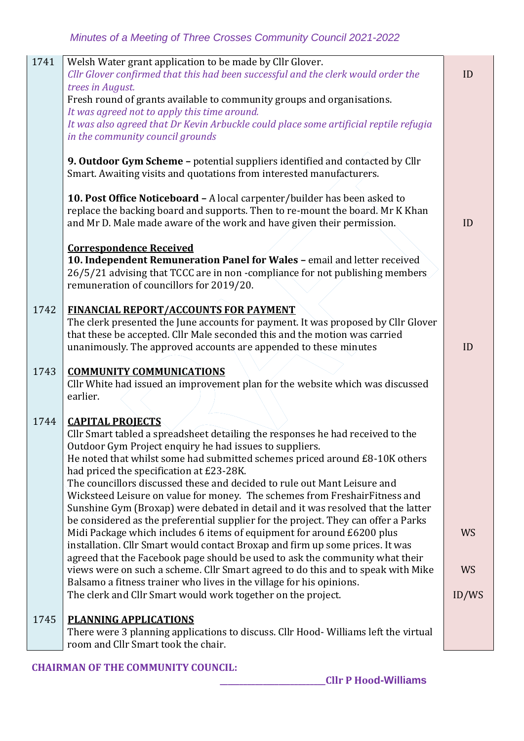| | | |
|---|---|---|
| 1741 | Welsh Water grant application to be made by Cllr Glover.<br>*Cllr Glover confirmed that this had been successful and the clerk would order the trees in August.*<br>Fresh round of grants available to community groups and organisations.<br>*It was agreed not to apply this time around.*<br>*It was also agreed that Dr Kevin Arbuckle could place some artificial reptile refugia in the community council grounds*<br><br>**9. Outdoor Gym Scheme –** potential suppliers identified and contacted by Cllr Smart. Awaiting visits and quotations from interested manufacturers.<br><br>**10. Post Office Noticeboard –** A local carpenter/builder has been asked to replace the backing board and supports. Then to re-mount the board. Mr K Khan and Mr D. Male made aware of the work and have given their permission.<br><br>**Correspondence Received**<br>**10. Independent Remuneration Panel for Wales –** email and letter received 26/5/21 advising that TCCC are in non -compliance for not publishing members remuneration of councillors for 2019/20. | ID<br><br><br><br><br><br><br><br><br><br>ID |
| 1742 | **FINANCIAL REPORT/ACCOUNTS FOR PAYMENT**<br>The clerk presented the June accounts for payment. It was proposed by Cllr Glover that these be accepted. Cllr Male seconded this and the motion was carried unanimously. The approved accounts are appended to these minutes | ID |
| 1743 | **COMMUNITY COMMUNICATIONS**<br>Cllr White had issued an improvement plan for the website which was discussed earlier. | |
| 1744 | **CAPITAL PROJECTS**<br>Cllr Smart tabled a spreadsheet detailing the responses he had received to the Outdoor Gym Project enquiry he had issues to suppliers.<br>He noted that whilst some had submitted schemes priced around £8-10K others had priced the specification at £23-28K.<br>The councillors discussed these and decided to rule out Mant Leisure and Wicksteed Leisure on value for money. The schemes from FreshairFitness and Sunshine Gym (Broxap) were debated in detail and it was resolved that the latter be considered as the preferential supplier for the project. They can offer a Parks Midi Package which includes 6 items of equipment for around £6200 plus installation. Cllr Smart would contact Broxap and firm up some prices. It was agreed that the Facebook page should be used to ask the community what their views were on such a scheme. Cllr Smart agreed to do this and to speak with Mike Balsamo a fitness trainer who lives in the village for his opinions.<br>The clerk and Cllr Smart would work together on the project. | WS<br><br>WS<br><br>ID/WS |
| 1745 | **PLANNING APPLICATIONS**<br>There were 3 planning applications to discuss. Cllr Hood- Williams left the virtual room and Cllr Smart took the chair. | |

**CHAIRMAN OF THE COMMUNITY COUNCIL:**

**\_\_\_\_\_\_\_\_\_\_\_\_\_\_\_\_\_\_\_\_\_\_\_\_Cllr P Hood-Williams**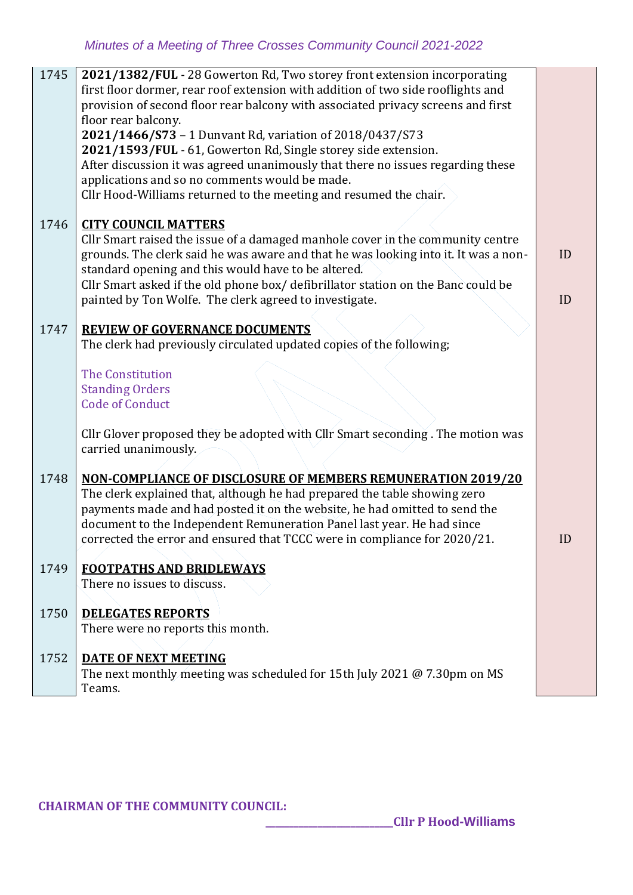| | | |
|---|---|---|
| 1745 | **2021/1382/FUL** - 28 Gowerton Rd, Two storey front extension incorporating first floor dormer, rear roof extension with addition of two side rooflights and provision of second floor rear balcony with associated privacy screens and first floor rear balcony.<br>**2021/1466/S73** – 1 Dunvant Rd, variation of 2018/0437/S73<br>**2021/1593/FUL** - 61, Gowerton Rd, Single storey side extension.<br>After discussion it was agreed unanimously that there no issues regarding these applications and so no comments would be made.<br>Cllr Hood-Williams returned to the meeting and resumed the chair. | |
| 1746 | **CITY COUNCIL MATTERS**<br>Cllr Smart raised the issue of a damaged manhole cover in the community centre grounds. The clerk said he was aware and that he was looking into it. It was a non-standard opening and this would have to be altered.<br>Cllr Smart asked if the old phone box/ defibrillator station on the Banc could be painted by Ton Wolfe. The clerk agreed to investigate. | ID<br><br>ID |
| 1747 | **REVIEW OF GOVERNANCE DOCUMENTS**<br>The clerk had previously circulated updated copies of the following;<br><br>The Constitution<br>Standing Orders<br>Code of Conduct<br><br>Cllr Glover proposed they be adopted with Cllr Smart seconding . The motion was carried unanimously. | |
| 1748 | **NON-COMPLIANCE OF DISCLOSURE OF MEMBERS REMUNERATION 2019/20**<br>The clerk explained that, although he had prepared the table showing zero payments made and had posted it on the website, he had omitted to send the document to the Independent Remuneration Panel last year. He had since corrected the error and ensured that TCCC were in compliance for 2020/21. | ID |
| 1749 | **FOOTPATHS AND BRIDLEWAYS**<br>There no issues to discuss. | |
| 1750 | **DELEGATES REPORTS**<br>There were no reports this month. | |
| 1752 | **DATE OF NEXT MEETING**<br>The next monthly meeting was scheduled for 15th July 2021 @ 7.30pm on MS Teams. | |

**CHAIRMAN OF THE COMMUNITY COUNCIL:**

_______________________**Cllr P Hood-Williams**